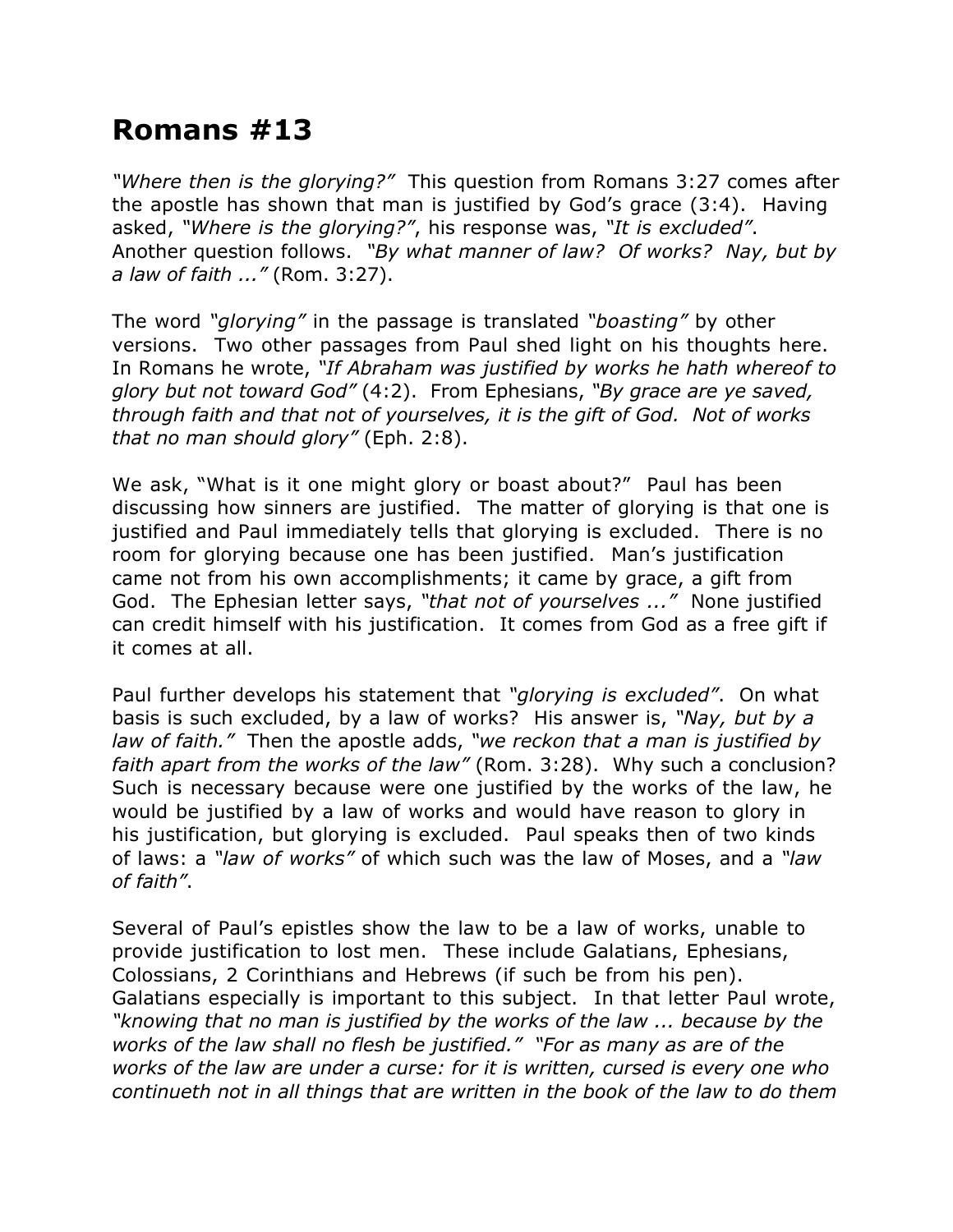# Romans #13

*"Where then is the glorying?"* This question from Romans 3:27 comes after the apostle has shown that man is justified by God's grace (3:4). Having asked, *"Where is the glorying?"*, his response was, *"It is excluded"*. Another question follows. *"By what manner of law? Of works? Nay, but by a law of faith ..."* (Rom. 3:27).

The word *"glorying"* in the passage is translated *"boasting"* by other versions. Two other passages from Paul shed light on his thoughts here. In Romans he wrote, *"If Abraham was justified by works he hath whereof to glory but not toward God"* (4:2). From Ephesians, *"By grace are ye saved, through faith and that not of yourselves, it is the gift of God. Not of works that no man should glory"* (Eph. 2:8).

We ask, "What is it one might glory or boast about?" Paul has been discussing how sinners are justified. The matter of glorying is that one is justified and Paul immediately tells that glorying is excluded. There is no room for glorying because one has been justified. Man's justification came not from his own accomplishments; it came by grace, a gift from God. The Ephesian letter says, *"that not of yourselves ..."* None justified can credit himself with his justification. It comes from God as a free gift if it comes at all.

Paul further develops his statement that *"glorying is excluded"*. On what basis is such excluded, by a law of works? His answer is, *"Nay, but by a law of faith."* Then the apostle adds, *"we reckon that a man is justified by faith apart from the works of the law"* (Rom. 3:28). Why such a conclusion? Such is necessary because were one justified by the works of the law, he would be justified by a law of works and would have reason to glory in his justification, but glorying is excluded. Paul speaks then of two kinds of laws: a *"law of works"* of which such was the law of Moses, and a *"law of faith"*.

Several of Paul's epistles show the law to be a law of works, unable to provide justification to lost men. These include Galatians, Ephesians, Colossians, 2 Corinthians and Hebrews (if such be from his pen). Galatians especially is important to this subject. In that letter Paul wrote, *"knowing that no man is justified by the works of the law ... because by the works of the law shall no flesh be justified."* *"For as many as are of the works of the law are under a curse: for it is written, cursed is every one who continueth not in all things that are written in the book of the law to do them*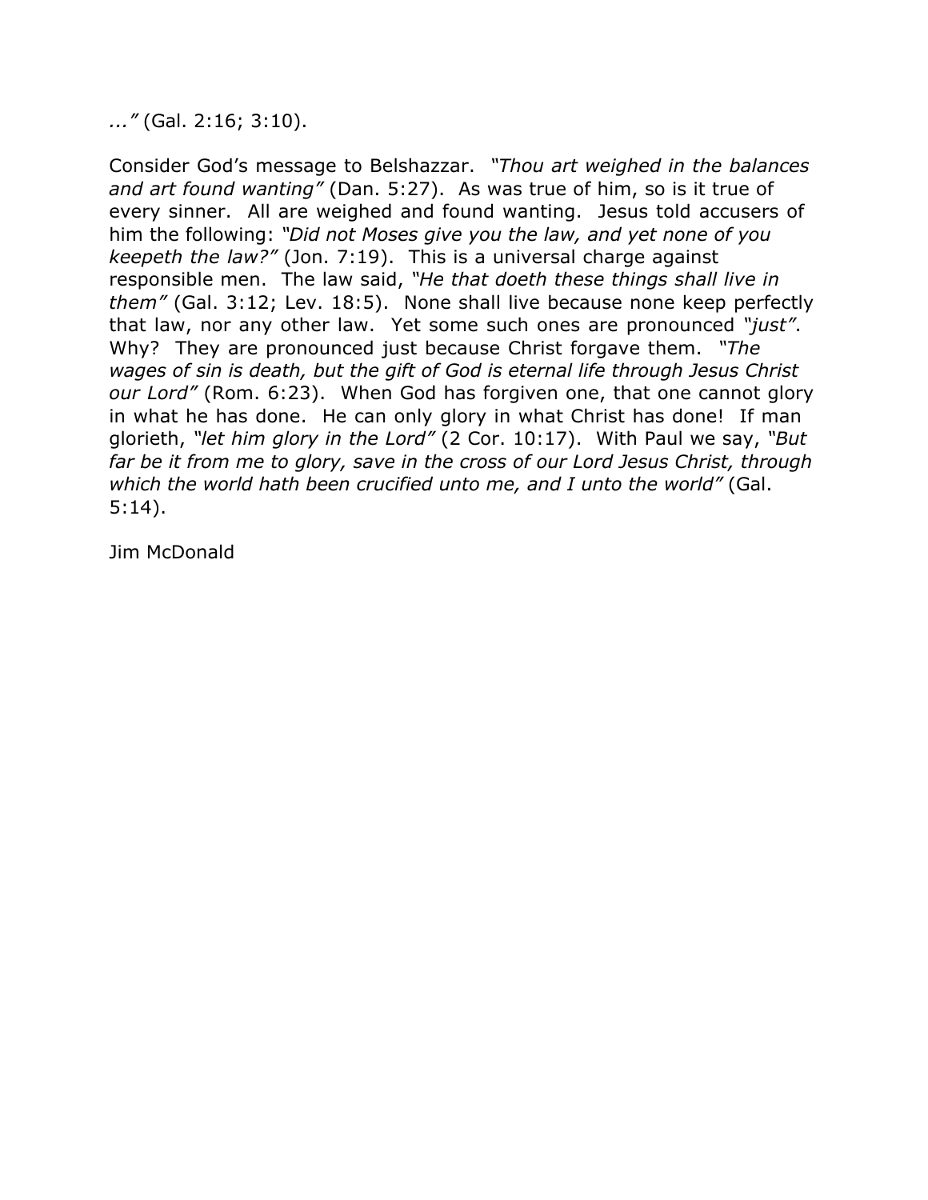*..."* (Gal. 2:16; 3:10).

Consider God's message to Belshazzar. *"Thou art weighed in the balances and art found wanting"* (Dan. 5:27). As was true of him, so is it true of every sinner. All are weighed and found wanting. Jesus told accusers of him the following: *"Did not Moses give you the law, and yet none of you keepeth the law?"* (Jon. 7:19). This is a universal charge against responsible men. The law said, *"He that doeth these things shall live in them"* (Gal. 3:12; Lev. 18:5). None shall live because none keep perfectly that law, nor any other law. Yet some such ones are pronounced *"just"*. Why? They are pronounced just because Christ forgave them. *"The wages of sin is death, but the gift of God is eternal life through Jesus Christ our Lord"* (Rom. 6:23). When God has forgiven one, that one cannot glory in what he has done. He can only glory in what Christ has done! If man glorieth, *"let him glory in the Lord"* (2 Cor. 10:17). With Paul we say, *"But far be it from me to glory, save in the cross of our Lord Jesus Christ, through which the world hath been crucified unto me, and I unto the world"* (Gal. 5:14).

Jim McDonald